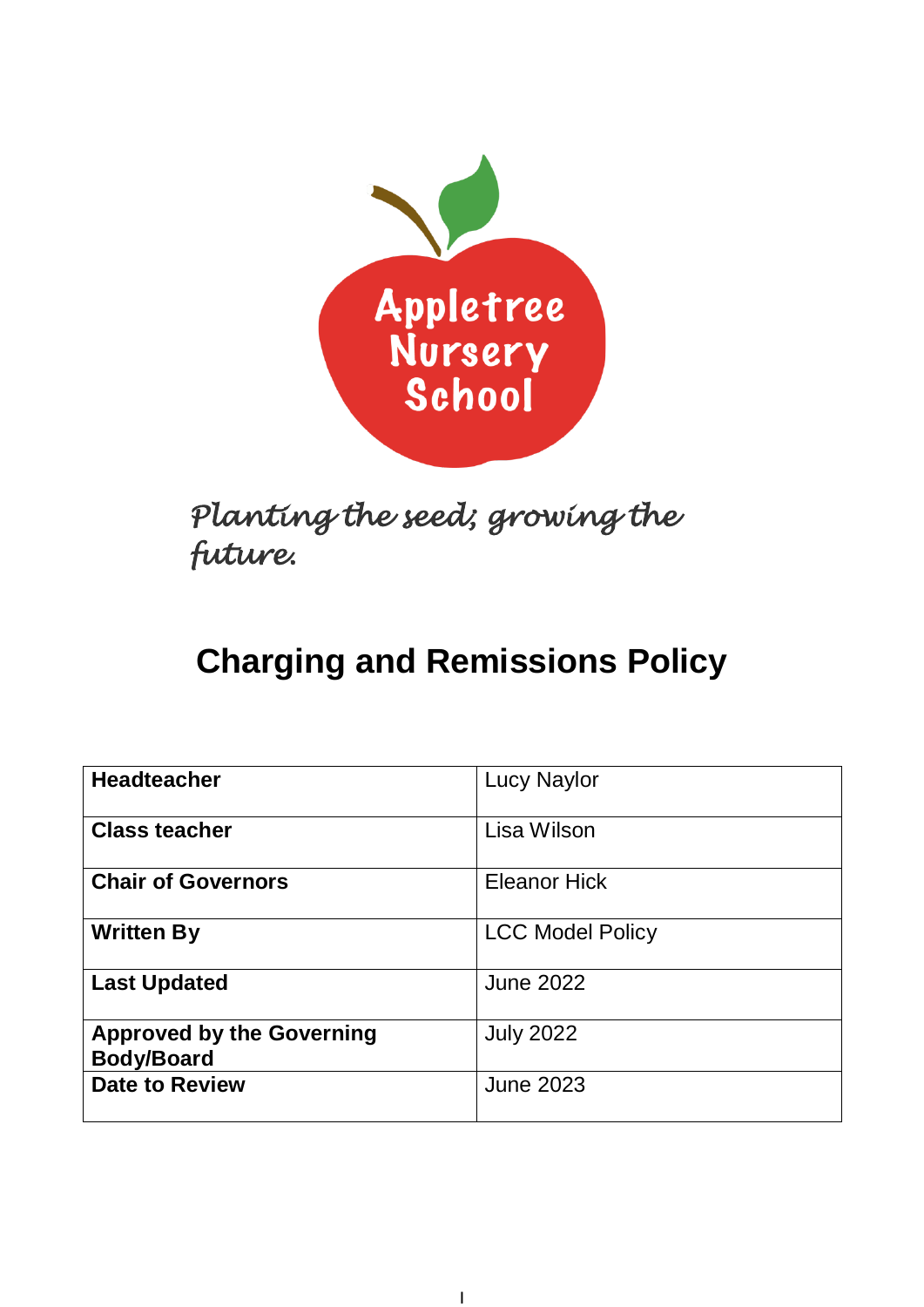Appletree Nursery School

*Planting the seed; growing the future.*

# Charging and Remissions Policy

| | |
|---|---|
| **Headteacher** | Lucy Naylor |
| **Class teacher** | Lisa Wilson |
| **Chair of Governors** | Eleanor Hick |
| **Written By** | LCC Model Policy |
| **Last Updated** | June 2022 |
| **Approved by the Governing Body/Board** | July 2022 |
| **Date to Review** | June 2023 |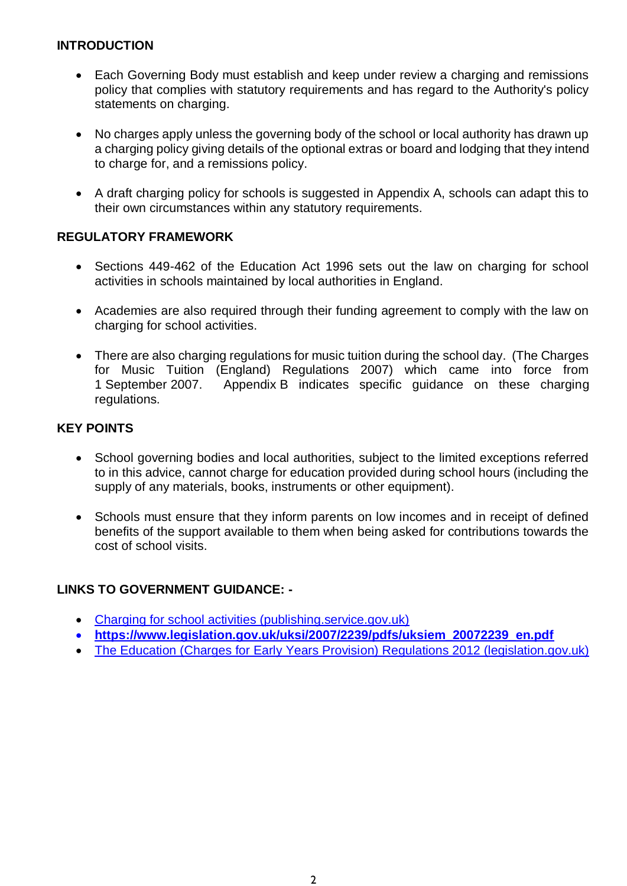## INTRODUCTION

- Each Governing Body must establish and keep under review a charging and remissions policy that complies with statutory requirements and has regard to the Authority's policy statements on charging.
- No charges apply unless the governing body of the school or local authority has drawn up a charging policy giving details of the optional extras or board and lodging that they intend to charge for, and a remissions policy.
- A draft charging policy for schools is suggested in Appendix A, schools can adapt this to their own circumstances within any statutory requirements.

## REGULATORY FRAMEWORK

- Sections 449-462 of the Education Act 1996 sets out the law on charging for school activities in schools maintained by local authorities in England.
- Academies are also required through their funding agreement to comply with the law on charging for school activities.
- There are also charging regulations for music tuition during the school day. (The Charges for Music Tuition (England) Regulations 2007) which came into force from 1 September 2007. Appendix B indicates specific guidance on these charging regulations.

## KEY POINTS

- School governing bodies and local authorities, subject to the limited exceptions referred to in this advice, cannot charge for education provided during school hours (including the supply of any materials, books, instruments or other equipment).
- Schools must ensure that they inform parents on low incomes and in receipt of defined benefits of the support available to them when being asked for contributions towards the cost of school visits.

## LINKS TO GOVERNMENT GUIDANCE: -

- Charging for school activities (publishing.service.gov.uk)
- **https://www.legislation.gov.uk/uksi/2007/2239/pdfs/uksiem_20072239_en.pdf**
- The Education (Charges for Early Years Provision) Regulations 2012 (legislation.gov.uk)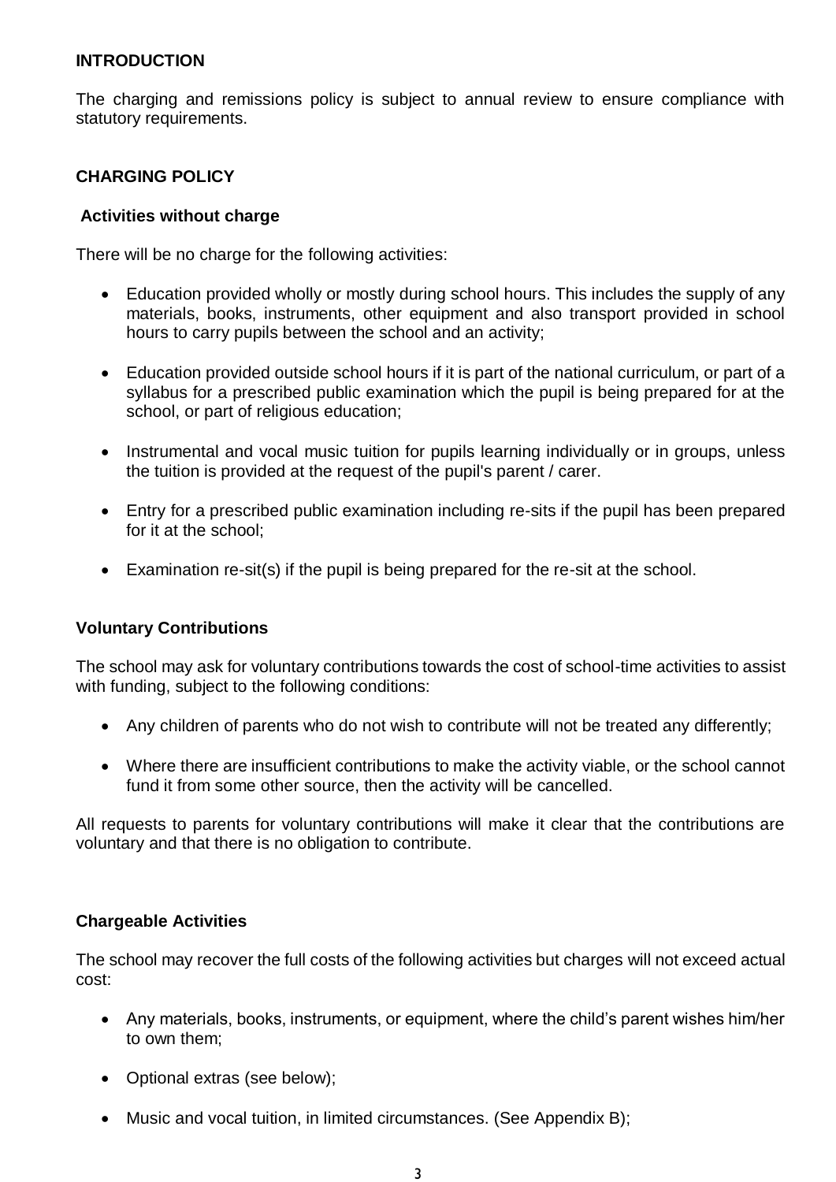## INTRODUCTION

The charging and remissions policy is subject to annual review to ensure compliance with statutory requirements.

## CHARGING POLICY

### Activities without charge

There will be no charge for the following activities:

- Education provided wholly or mostly during school hours. This includes the supply of any materials, books, instruments, other equipment and also transport provided in school hours to carry pupils between the school and an activity;
- Education provided outside school hours if it is part of the national curriculum, or part of a syllabus for a prescribed public examination which the pupil is being prepared for at the school, or part of religious education;
- Instrumental and vocal music tuition for pupils learning individually or in groups, unless the tuition is provided at the request of the pupil's parent / carer.
- Entry for a prescribed public examination including re-sits if the pupil has been prepared for it at the school;
- Examination re-sit(s) if the pupil is being prepared for the re-sit at the school.

### Voluntary Contributions

The school may ask for voluntary contributions towards the cost of school-time activities to assist with funding, subject to the following conditions:

- Any children of parents who do not wish to contribute will not be treated any differently;
- Where there are insufficient contributions to make the activity viable, or the school cannot fund it from some other source, then the activity will be cancelled.

All requests to parents for voluntary contributions will make it clear that the contributions are voluntary and that there is no obligation to contribute.

### Chargeable Activities

The school may recover the full costs of the following activities but charges will not exceed actual cost:

- Any materials, books, instruments, or equipment, where the child's parent wishes him/her to own them;
- Optional extras (see below);
- Music and vocal tuition, in limited circumstances. (See Appendix B);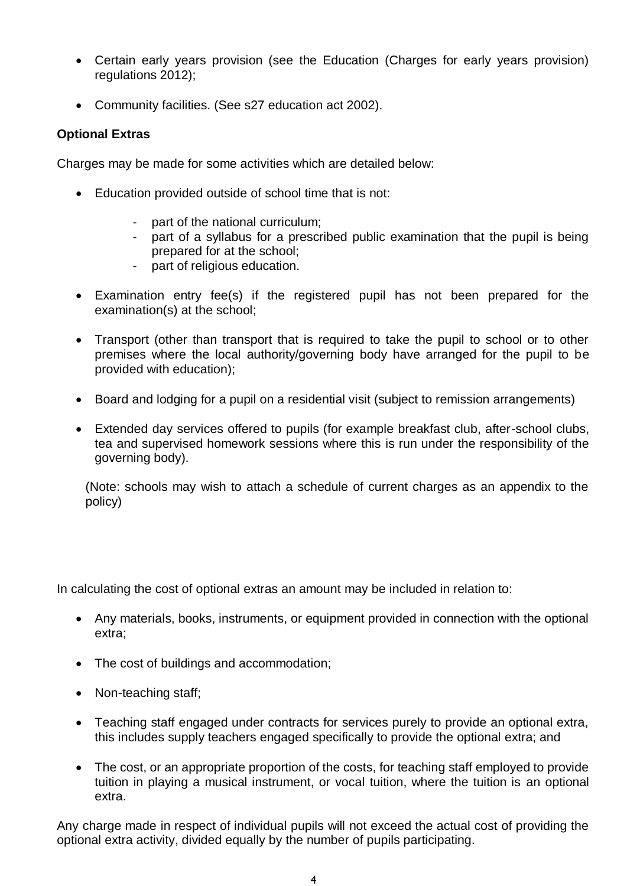- Certain early years provision (see the Education (Charges for early years provision) regulations 2012);
- Community facilities. (See s27 education act 2002).

**Optional Extras**

Charges may be made for some activities which are detailed below:

- Education provided outside of school time that is not:
  - part of the national curriculum;
  - part of a syllabus for a prescribed public examination that the pupil is being prepared for at the school;
  - part of religious education.
- Examination entry fee(s) if the registered pupil has not been prepared for the examination(s) at the school;
- Transport (other than transport that is required to take the pupil to school or to other premises where the local authority/governing body have arranged for the pupil to be provided with education);
- Board and lodging for a pupil on a residential visit (subject to remission arrangements)
- Extended day services offered to pupils (for example breakfast club, after-school clubs, tea and supervised homework sessions where this is run under the responsibility of the governing body).

  (Note: schools may wish to attach a schedule of current charges as an appendix to the policy)

In calculating the cost of optional extras an amount may be included in relation to:

- Any materials, books, instruments, or equipment provided in connection with the optional extra;
- The cost of buildings and accommodation;
- Non-teaching staff;
- Teaching staff engaged under contracts for services purely to provide an optional extra, this includes supply teachers engaged specifically to provide the optional extra; and
- The cost, or an appropriate proportion of the costs, for teaching staff employed to provide tuition in playing a musical instrument, or vocal tuition, where the tuition is an optional extra.

Any charge made in respect of individual pupils will not exceed the actual cost of providing the optional extra activity, divided equally by the number of pupils participating.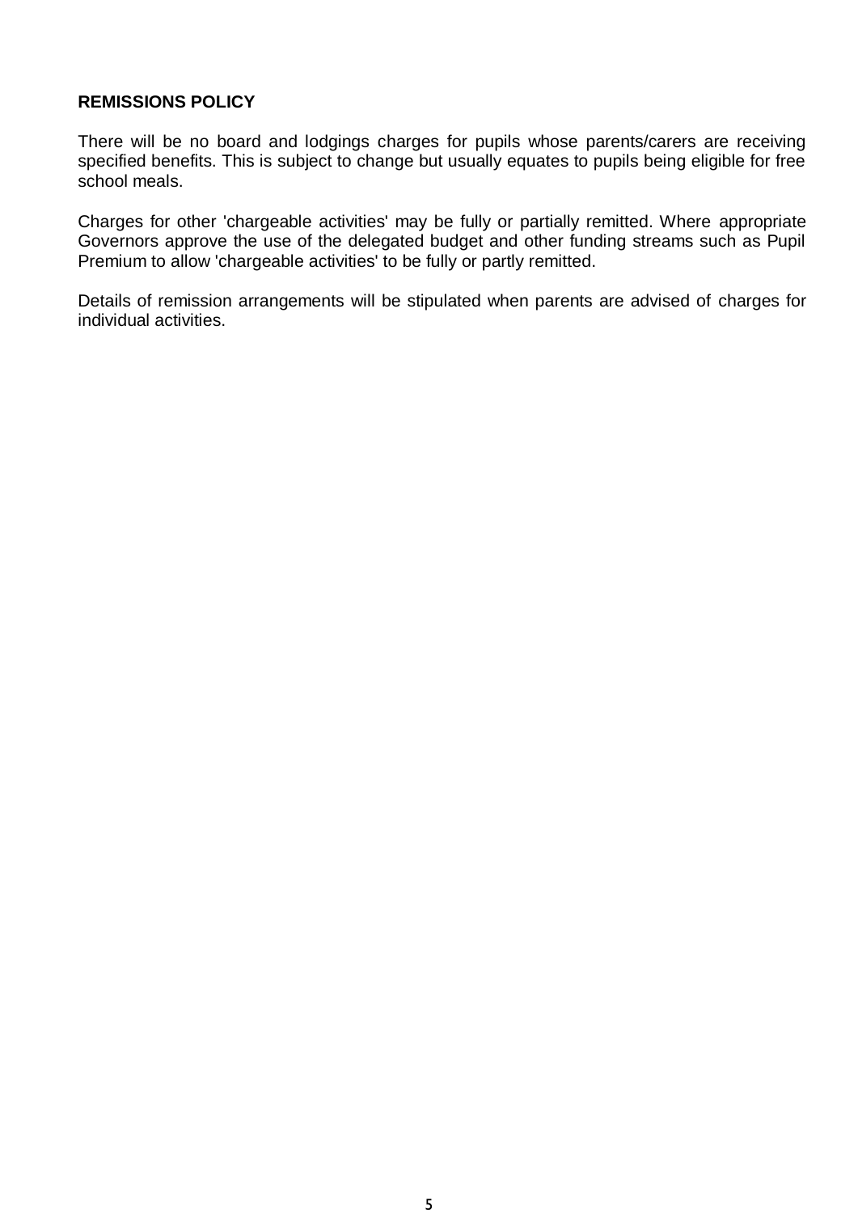**REMISSIONS POLICY**

There will be no board and lodgings charges for pupils whose parents/carers are receiving specified benefits. This is subject to change but usually equates to pupils being eligible for free school meals.

Charges for other 'chargeable activities' may be fully or partially remitted. Where appropriate Governors approve the use of the delegated budget and other funding streams such as Pupil Premium to allow 'chargeable activities' to be fully or partly remitted.

Details of remission arrangements will be stipulated when parents are advised of charges for individual activities.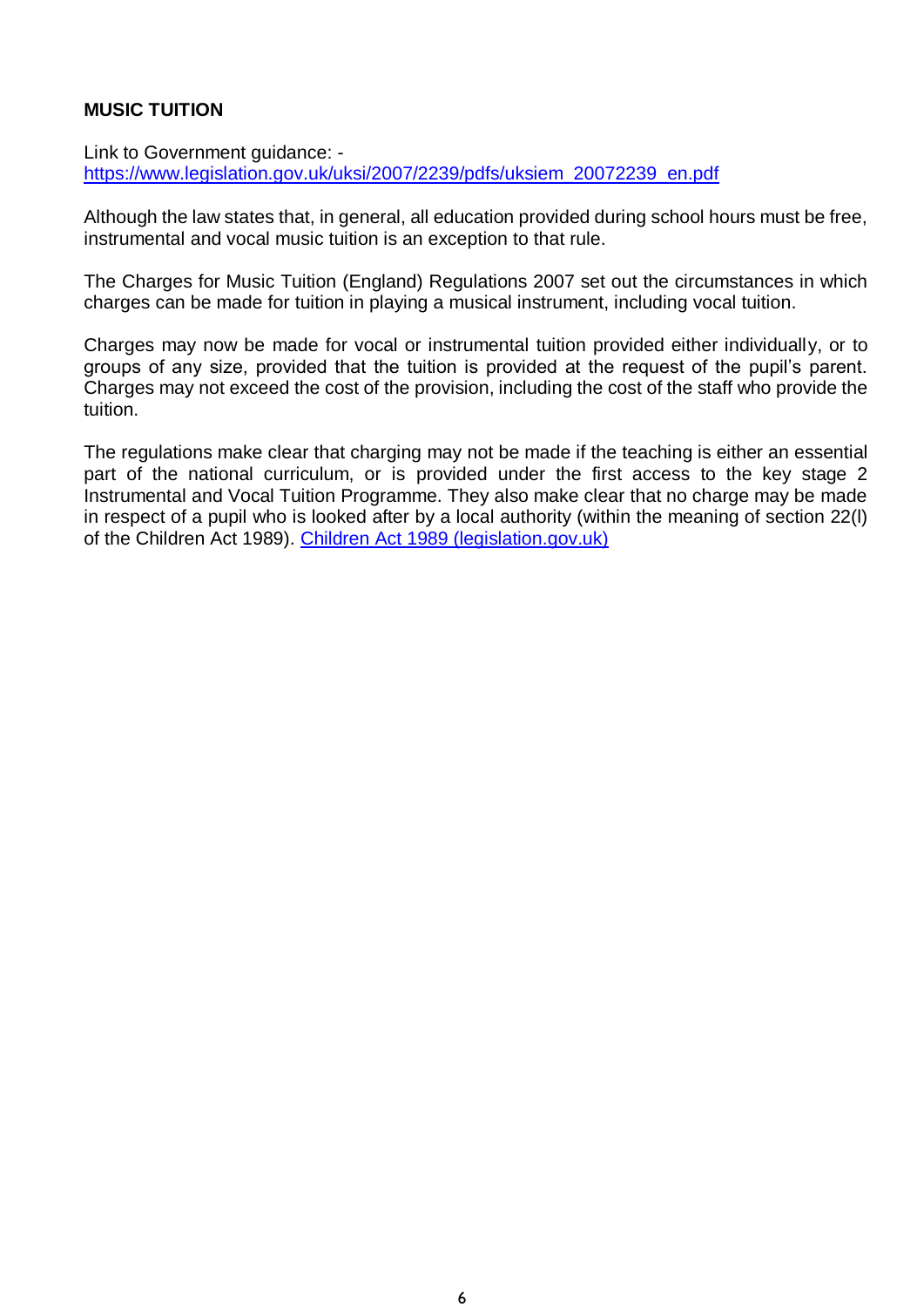**MUSIC TUITION**

Link to Government guidance: -
[https://www.legislation.gov.uk/uksi/2007/2239/pdfs/uksiem_20072239_en.pdf](https://www.legislation.gov.uk/uksi/2007/2239/pdfs/uksiem_20072239_en.pdf)

Although the law states that, in general, all education provided during school hours must be free, instrumental and vocal music tuition is an exception to that rule.

The Charges for Music Tuition (England) Regulations 2007 set out the circumstances in which charges can be made for tuition in playing a musical instrument, including vocal tuition.

Charges may now be made for vocal or instrumental tuition provided either individually, or to groups of any size, provided that the tuition is provided at the request of the pupil's parent. Charges may not exceed the cost of the provision, including the cost of the staff who provide the tuition.

The regulations make clear that charging may not be made if the teaching is either an essential part of the national curriculum, or is provided under the first access to the key stage 2 Instrumental and Vocal Tuition Programme. They also make clear that no charge may be made in respect of a pupil who is looked after by a local authority (within the meaning of section 22(l) of the Children Act 1989). [Children Act 1989 (legislation.gov.uk)]()